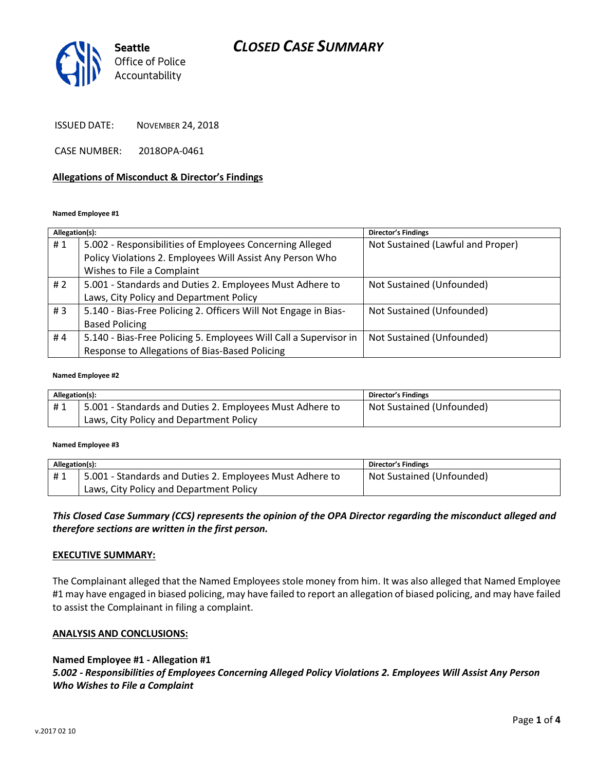# CLOSED CASE SUMMARY

**Seattle** Office of Police Accountability

ISSUED DATE: NOVEMBER 24, 2018

CASE NUMBER: 2018OPA-0461

## Allegations of Misconduct & Director's Findings

**Named Employee #1**

| Allegation(s): | | Director's Findings |
|---|---|---|
| # 1 | 5.002 - Responsibilities of Employees Concerning Alleged Policy Violations 2. Employees Will Assist Any Person Who Wishes to File a Complaint | Not Sustained (Lawful and Proper) |
| # 2 | 5.001 - Standards and Duties 2. Employees Must Adhere to Laws, City Policy and Department Policy | Not Sustained (Unfounded) |
| # 3 | 5.140 - Bias-Free Policing 2. Officers Will Not Engage in Bias-Based Policing | Not Sustained (Unfounded) |
| # 4 | 5.140 - Bias-Free Policing 5. Employees Will Call a Supervisor in Response to Allegations of Bias-Based Policing | Not Sustained (Unfounded) |

**Named Employee #2**

| Allegation(s): | | Director's Findings |
|---|---|---|
| # 1 | 5.001 - Standards and Duties 2. Employees Must Adhere to Laws, City Policy and Department Policy | Not Sustained (Unfounded) |

**Named Employee #3**

| Allegation(s): | | Director's Findings |
|---|---|---|
| # 1 | 5.001 - Standards and Duties 2. Employees Must Adhere to Laws, City Policy and Department Policy | Not Sustained (Unfounded) |

***This Closed Case Summary (CCS) represents the opinion of the OPA Director regarding the misconduct alleged and therefore sections are written in the first person.***

## EXECUTIVE SUMMARY:

The Complainant alleged that the Named Employees stole money from him. It was also alleged that Named Employee #1 may have engaged in biased policing, may have failed to report an allegation of biased policing, and may have failed to assist the Complainant in filing a complaint.

## ANALYSIS AND CONCLUSIONS:

**Named Employee #1 - Allegation #1**
***5.002 - Responsibilities of Employees Concerning Alleged Policy Violations 2. Employees Will Assist Any Person Who Wishes to File a Complaint***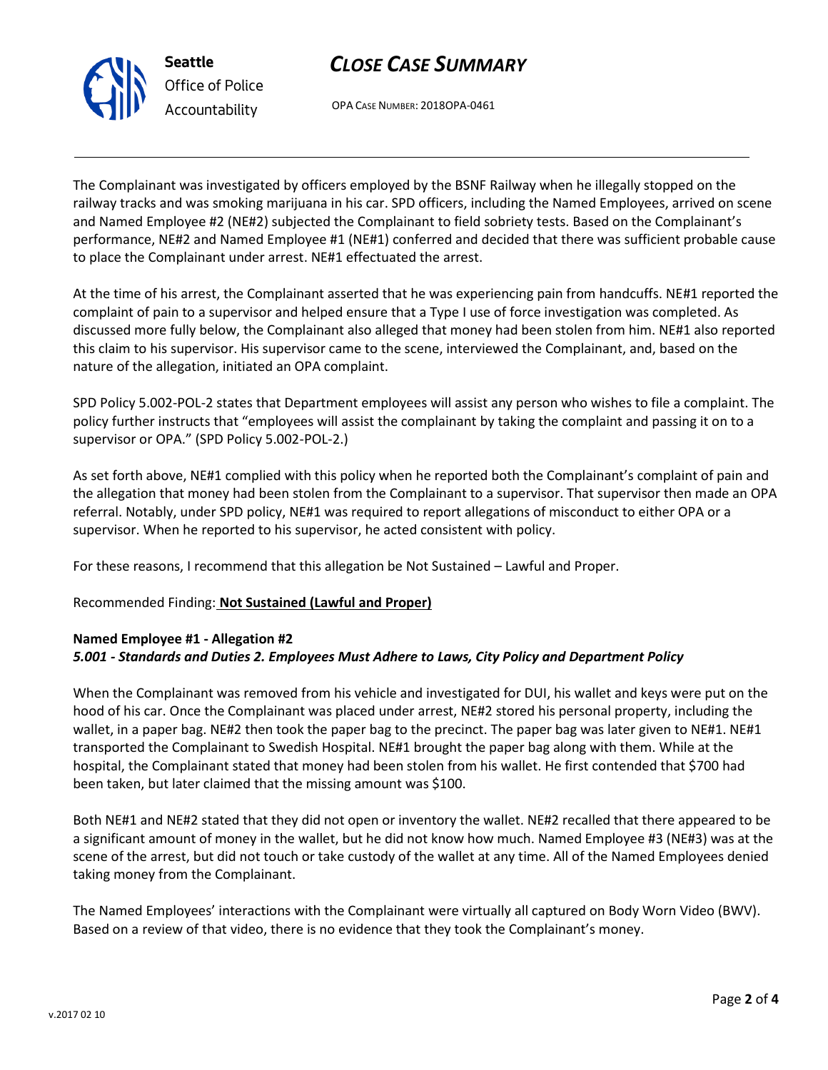The Complainant was investigated by officers employed by the BSNF Railway when he illegally stopped on the railway tracks and was smoking marijuana in his car. SPD officers, including the Named Employees, arrived on scene and Named Employee #2 (NE#2) subjected the Complainant to field sobriety tests. Based on the Complainant's performance, NE#2 and Named Employee #1 (NE#1) conferred and decided that there was sufficient probable cause to place the Complainant under arrest. NE#1 effectuated the arrest.

At the time of his arrest, the Complainant asserted that he was experiencing pain from handcuffs. NE#1 reported the complaint of pain to a supervisor and helped ensure that a Type I use of force investigation was completed. As discussed more fully below, the Complainant also alleged that money had been stolen from him. NE#1 also reported this claim to his supervisor. His supervisor came to the scene, interviewed the Complainant, and, based on the nature of the allegation, initiated an OPA complaint.

SPD Policy 5.002-POL-2 states that Department employees will assist any person who wishes to file a complaint. The policy further instructs that "employees will assist the complainant by taking the complaint and passing it on to a supervisor or OPA." (SPD Policy 5.002-POL-2.)

As set forth above, NE#1 complied with this policy when he reported both the Complainant's complaint of pain and the allegation that money had been stolen from the Complainant to a supervisor. That supervisor then made an OPA referral. Notably, under SPD policy, NE#1 was required to report allegations of misconduct to either OPA or a supervisor. When he reported to his supervisor, he acted consistent with policy.

For these reasons, I recommend that this allegation be Not Sustained – Lawful and Proper.

Recommended Finding: **Not Sustained (Lawful and Proper)**

**Named Employee #1 - Allegation #2**
***5.001 - Standards and Duties 2. Employees Must Adhere to Laws, City Policy and Department Policy***

When the Complainant was removed from his vehicle and investigated for DUI, his wallet and keys were put on the hood of his car. Once the Complainant was placed under arrest, NE#2 stored his personal property, including the wallet, in a paper bag. NE#2 then took the paper bag to the precinct. The paper bag was later given to NE#1. NE#1 transported the Complainant to Swedish Hospital. NE#1 brought the paper bag along with them. While at the hospital, the Complainant stated that money had been stolen from his wallet. He first contended that $700 had been taken, but later claimed that the missing amount was $100.

Both NE#1 and NE#2 stated that they did not open or inventory the wallet. NE#2 recalled that there appeared to be a significant amount of money in the wallet, but he did not know how much. Named Employee #3 (NE#3) was at the scene of the arrest, but did not touch or take custody of the wallet at any time. All of the Named Employees denied taking money from the Complainant.

The Named Employees' interactions with the Complainant were virtually all captured on Body Worn Video (BWV). Based on a review of that video, there is no evidence that they took the Complainant's money.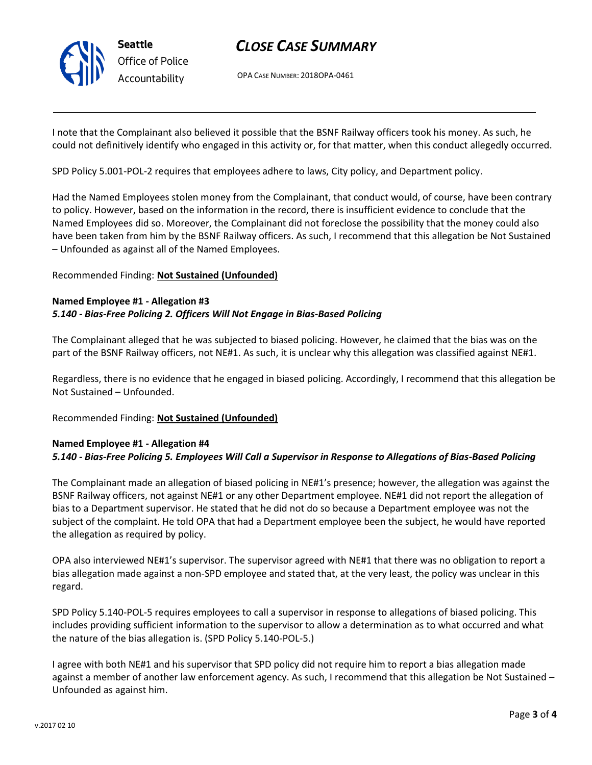I note that the Complainant also believed it possible that the BSNF Railway officers took his money. As such, he could not definitively identify who engaged in this activity or, for that matter, when this conduct allegedly occurred.

SPD Policy 5.001-POL-2 requires that employees adhere to laws, City policy, and Department policy.

Had the Named Employees stolen money from the Complainant, that conduct would, of course, have been contrary to policy. However, based on the information in the record, there is insufficient evidence to conclude that the Named Employees did so. Moreover, the Complainant did not foreclose the possibility that the money could also have been taken from him by the BSNF Railway officers. As such, I recommend that this allegation be Not Sustained – Unfounded as against all of the Named Employees.

Recommended Finding: **Not Sustained (Unfounded)**

**Named Employee #1 - Allegation #3**
***5.140 - Bias-Free Policing 2. Officers Will Not Engage in Bias-Based Policing***

The Complainant alleged that he was subjected to biased policing. However, he claimed that the bias was on the part of the BSNF Railway officers, not NE#1. As such, it is unclear why this allegation was classified against NE#1.

Regardless, there is no evidence that he engaged in biased policing. Accordingly, I recommend that this allegation be Not Sustained – Unfounded.

Recommended Finding: **Not Sustained (Unfounded)**

**Named Employee #1 - Allegation #4**
***5.140 - Bias-Free Policing 5. Employees Will Call a Supervisor in Response to Allegations of Bias-Based Policing***

The Complainant made an allegation of biased policing in NE#1's presence; however, the allegation was against the BSNF Railway officers, not against NE#1 or any other Department employee. NE#1 did not report the allegation of bias to a Department supervisor. He stated that he did not do so because a Department employee was not the subject of the complaint. He told OPA that had a Department employee been the subject, he would have reported the allegation as required by policy.

OPA also interviewed NE#1's supervisor. The supervisor agreed with NE#1 that there was no obligation to report a bias allegation made against a non-SPD employee and stated that, at the very least, the policy was unclear in this regard.

SPD Policy 5.140-POL-5 requires employees to call a supervisor in response to allegations of biased policing. This includes providing sufficient information to the supervisor to allow a determination as to what occurred and what the nature of the bias allegation is. (SPD Policy 5.140-POL-5.)

I agree with both NE#1 and his supervisor that SPD policy did not require him to report a bias allegation made against a member of another law enforcement agency. As such, I recommend that this allegation be Not Sustained – Unfounded as against him.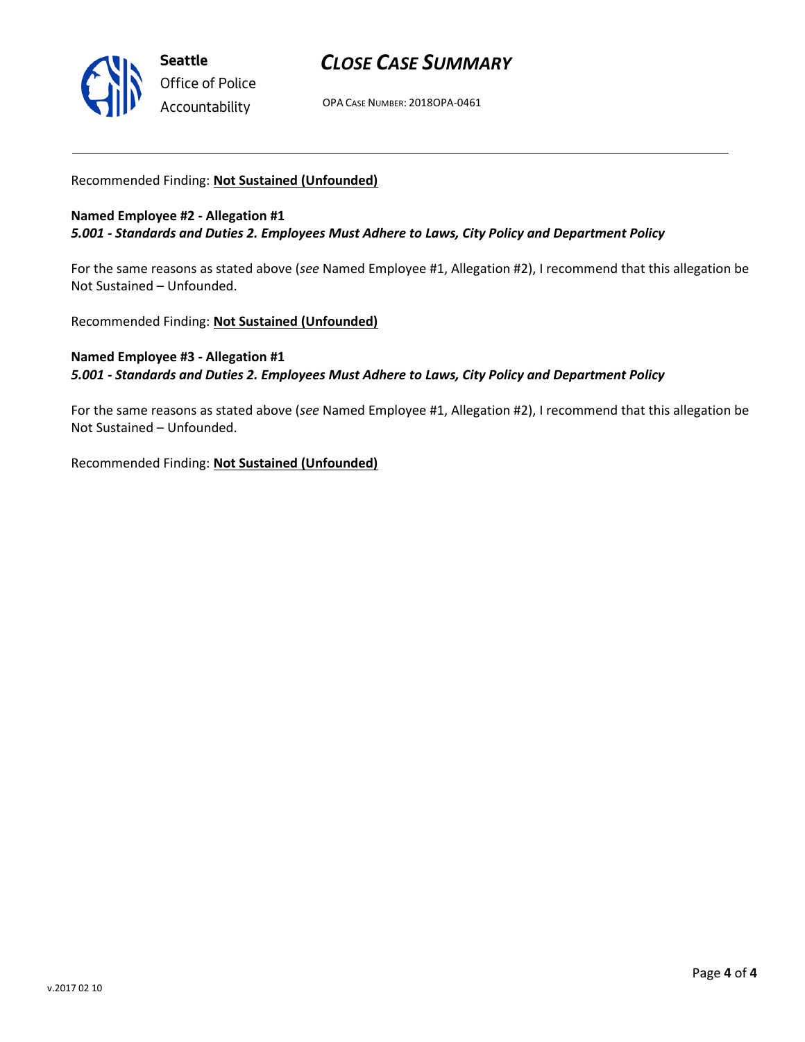Recommended Finding: **Not Sustained (Unfounded)**

**Named Employee #2 - Allegation #1**
***5.001 - Standards and Duties 2. Employees Must Adhere to Laws, City Policy and Department Policy***

For the same reasons as stated above (*see* Named Employee #1, Allegation #2), I recommend that this allegation be Not Sustained – Unfounded.

Recommended Finding: **Not Sustained (Unfounded)**

**Named Employee #3 - Allegation #1**
***5.001 - Standards and Duties 2. Employees Must Adhere to Laws, City Policy and Department Policy***

For the same reasons as stated above (*see* Named Employee #1, Allegation #2), I recommend that this allegation be Not Sustained – Unfounded.

Recommended Finding: **Not Sustained (Unfounded)**